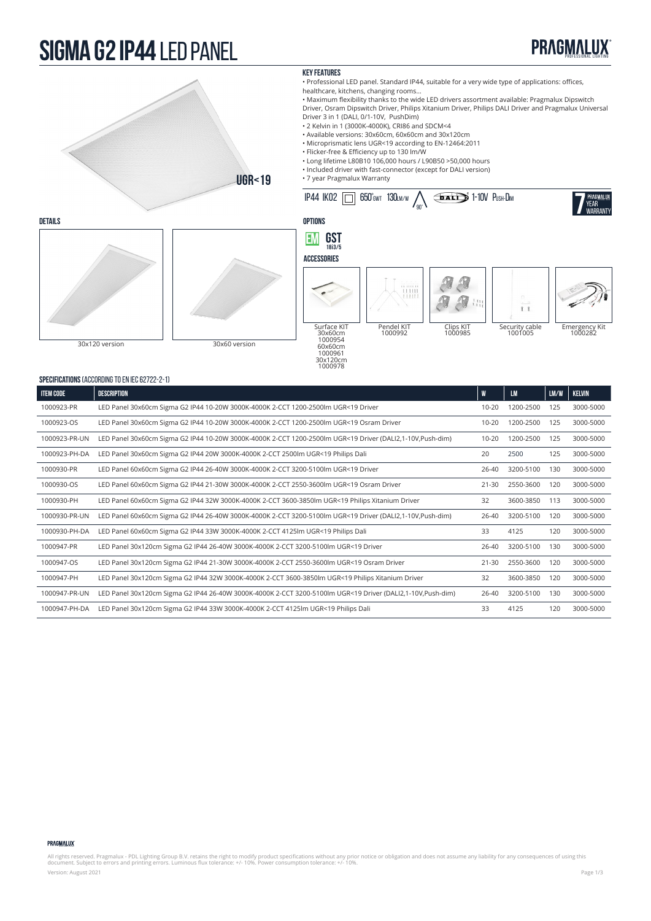# SIGMA G2 IP44 LED PANEL

PRAGMALUX PROFESSIONAL LIGHTING

UGR<19

## KEY FEATURES

- Professional LED panel. Standard IP44, suitable for a very wide type of applications: offices, healthcare, kitchens, changing rooms...
- Maximum flexibility thanks to the wide LED drivers assortment available: Pragmalux Dipswitch Driver, Osram Dipswitch Driver, Philips Xitanium Driver, Philips DALI Driver and Pragmalux Universal Driver 3 in 1 (DALI, 0/1-10V, PushDim)
- 2 Kelvin in 1 (3000K-4000K), CRI86 and SDCM<4
- Available versions: 30x60cm, 60x60cm and 30x120cm
- Microprismatic lens UGR<19 according to EN-12464:2011
- Flicker-free & Efficiency up to 130 lm/W
- Long lifetime L80B10 106,000 hours / L90B50 >50,000 hours
- Included driver with fast-connector (except for DALI version)
- 7 year Pragmalux Warranty

IP44 IK02 650°GWT 130LM/W 90° DALI 1-10V PUSH-DIM 7 YEAR PRAGMALUX WARRANTY

## DETAILS

30x120 version

30x60 version

## OPTIONS

EM GST 18i3/5

## ACCESSORIES

Surface KIT 30x60cm 1000954 60x60cm 1000961 30x120cm 1000978

Pendel KIT 1000992

Clips KIT 1000985

Security cable 1001005

Emergency Kit 1000282

## SPECIFICATIONS (ACCORDING TO EN IEC 62722-2-1)

| ITEM CODE | DESCRIPTION | W | LM | LM/W | KELVIN |
|---|---|---|---|---|---|
| 1000923-PR | LED Panel 30x60cm Sigma G2 IP44 10-20W 3000K-4000K 2-CCT 1200-2500lm UGR<19 Driver | 10-20 | 1200-2500 | 125 | 3000-5000 |
| 1000923-OS | LED Panel 30x60cm Sigma G2 IP44 10-20W 3000K-4000K 2-CCT 1200-2500lm UGR<19 Osram Driver | 10-20 | 1200-2500 | 125 | 3000-5000 |
| 1000923-PR-UN | LED Panel 30x60cm Sigma G2 IP44 10-20W 3000K-4000K 2-CCT 1200-2500lm UGR<19 Driver (DALI2,1-10V,Push-dim) | 10-20 | 1200-2500 | 125 | 3000-5000 |
| 1000923-PH-DA | LED Panel 30x60cm Sigma G2 IP44 20W 3000K-4000K 2-CCT 2500lm UGR<19 Philips Dali | 20 | 2500 | 125 | 3000-5000 |
| 1000930-PR | LED Panel 60x60cm Sigma G2 IP44 26-40W 3000K-4000K 2-CCT 3200-5100lm UGR<19 Driver | 26-40 | 3200-5100 | 130 | 3000-5000 |
| 1000930-OS | LED Panel 60x60cm Sigma G2 IP44 21-30W 3000K-4000K 2-CCT 2550-3600lm UGR<19 Osram Driver | 21-30 | 2550-3600 | 120 | 3000-5000 |
| 1000930-PH | LED Panel 60x60cm Sigma G2 IP44 32W 3000K-4000K 2-CCT 3600-3850lm UGR<19 Philips Xitanium Driver | 32 | 3600-3850 | 113 | 3000-5000 |
| 1000930-PR-UN | LED Panel 60x60cm Sigma G2 IP44 26-40W 3000K-4000K 2-CCT 3200-5100lm UGR<19 Driver (DALI2,1-10V,Push-dim) | 26-40 | 3200-5100 | 120 | 3000-5000 |
| 1000930-PH-DA | LED Panel 60x60cm Sigma G2 IP44 33W 3000K-4000K 2-CCT 4125lm UGR<19 Philips Dali | 33 | 4125 | 120 | 3000-5000 |
| 1000947-PR | LED Panel 30x120cm Sigma G2 IP44 26-40W 3000K-4000K 2-CCT 3200-5100lm UGR<19 Driver | 26-40 | 3200-5100 | 130 | 3000-5000 |
| 1000947-OS | LED Panel 30x120cm Sigma G2 IP44 21-30W 3000K-4000K 2-CCT 2550-3600lm UGR<19 Osram Driver | 21-30 | 2550-3600 | 120 | 3000-5000 |
| 1000947-PH | LED Panel 30x120cm Sigma G2 IP44 32W 3000K-4000K 2-CCT 3600-3850lm UGR<19 Philips Xitanium Driver | 32 | 3600-3850 | 120 | 3000-5000 |
| 1000947-PR-UN | LED Panel 30x120cm Sigma G2 IP44 26-40W 3000K-4000K 2-CCT 3200-5100lm UGR<19 Driver (DALI2,1-10V,Push-dim) | 26-40 | 3200-5100 | 130 | 3000-5000 |
| 1000947-PH-DA | LED Panel 30x120cm Sigma G2 IP44 33W 3000K-4000K 2-CCT 4125lm UGR<19 Philips Dali | 33 | 4125 | 120 | 3000-5000 |

All rights reserved. Pragmalux - PDL Lighting Group B.V. retains the right to modify product specifications without any prior notice or obligation and does not assume any liability for any consequences of using this document. Subject to errors and printing errors. Luminous flux tolerance: +/- 10%. Power consumption tolerance: +/- 10%.

Version: August 2021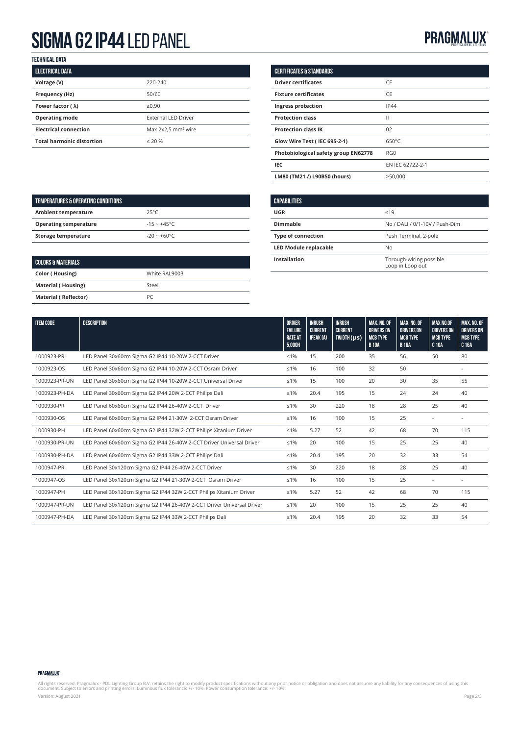# SIGMA G2 IP44 LED PANEL

PRAGMALUX PROFESSIONAL LIGHTING

## TECHNICAL DATA

| ELECTRICAL DATA | |
|---|---|
| **Voltage (V)** | 220-240 |
| **Frequency (Hz)** | 50/60 |
| **Power factor ( λ)** | ≥0.90 |
| **Operating mode** | External LED Driver |
| **Electrical connection** | Max 2x2,5 mm² wire |
| **Total harmonic distortion** | ≤ 20 % |

| TEMPERATURES & OPERATING CONDITIONS | |
|---|---|
| **Ambient temperature** | 25°C |
| **Operating temperature** | -15 ~ +45°C |
| **Storage temperature** | -20 ~ +60°C |

| COLORS & MATERIALS | |
|---|---|
| **Color ( Housing)** | White RAL9003 |
| **Material ( Housing)** | Steel |
| **Material ( Reflector)** | PC |

| CERTIFICATES & STANDARDS | |
|---|---|
| **Driver certificates** | CE |
| **Fixture certificates** | CE |
| **Ingress protection** | IP44 |
| **Protection class** | II |
| **Protection class IK** | 02 |
| **Glow Wire Test ( IEC 695-2-1)** | 650°C |
| **Photobiological safety group EN62778** | RG0 |
| **IEC** | EN IEC 62722-2-1 |
| **LM80 (TM21 /) L90B50 (hours)** | >50,000 |

| CAPABILITIES | |
|---|---|
| **UGR** | ≤19 |
| **Dimmable** | No / DALI / 0/1-10V / Push-Dim |
| **Type of connection** | Push Terminal, 2-pole |
| **LED Module replacable** | No |
| **Installation** | Through-wiring possible Loop in Loop out |

| ITEM CODE | DESCRIPTION | DRIVER FAILURE RATE AT 5,000H | INRUSH CURRENT IPEAK (A) | INRUSH CURRENT TWIDTH (μs) | MAX. NO. OF DRIVERS ON MCB TYPE B 10A | MAX. NO. OF DRIVERS ON MCB TYPE B 16A | MAX NO.OF DRIVERS ON MCB TYPE C 10A | MAX. NO. OF DRIVERS ON MCB TYPE C 16A |
|---|---|---|---|---|---|---|---|---|
| 1000923-PR | LED Panel 30x60cm Sigma G2 IP44 10-20W 2-CCT Driver | ≤1% | 15 | 200 | 35 | 56 | 50 | 80 |
| 1000923-OS | LED Panel 30x60cm Sigma G2 IP44 10-20W 2-CCT Osram Driver | ≤1% | 16 | 100 | 32 | 50 | | - |
| 1000923-PR-UN | LED Panel 30x60cm Sigma G2 IP44 10-20W 2-CCT Universal Driver | ≤1% | 15 | 100 | 20 | 30 | 35 | 55 |
| 1000923-PH-DA | LED Panel 30x60cm Sigma G2 IP44 20W 2-CCT Philips Dali | ≤1% | 20.4 | 195 | 15 | 24 | 24 | 40 |
| 1000930-PR | LED Panel 60x60cm Sigma G2 IP44 26-40W 2-CCT Driver | ≤1% | 30 | 220 | 18 | 28 | 25 | 40 |
| 1000930-OS | LED Panel 60x60cm Sigma G2 IP44 21-30W 2-CCT Osram Driver | ≤1% | 16 | 100 | 15 | 25 | - | - |
| 1000930-PH | LED Panel 60x60cm Sigma G2 IP44 32W 2-CCT Philips Xitanium Driver | ≤1% | 5.27 | 52 | 42 | 68 | 70 | 115 |
| 1000930-PR-UN | LED Panel 60x60cm Sigma G2 IP44 26-40W 2-CCT Driver Universal Driver | ≤1% | 20 | 100 | 15 | 25 | 25 | 40 |
| 1000930-PH-DA | LED Panel 60x60cm Sigma G2 IP44 33W 2-CCT Philips Dali | ≤1% | 20.4 | 195 | 20 | 32 | 33 | 54 |
| 1000947-PR | LED Panel 30x120cm Sigma G2 IP44 26-40W 2-CCT Driver | ≤1% | 30 | 220 | 18 | 28 | 25 | 40 |
| 1000947-OS | LED Panel 30x120cm Sigma G2 IP44 21-30W 2-CCT Osram Driver | ≤1% | 16 | 100 | 15 | 25 | - | - |
| 1000947-PH | LED Panel 30x120cm Sigma G2 IP44 32W 2-CCT Philips Xitanium Driver | ≤1% | 5.27 | 52 | 42 | 68 | 70 | 115 |
| 1000947-PR-UN | LED Panel 30x120cm Sigma G2 IP44 26-40W 2-CCT Driver Universal Driver | ≤1% | 20 | 100 | 15 | 25 | 25 | 40 |
| 1000947-PH-DA | LED Panel 30x120cm Sigma G2 IP44 33W 2-CCT Philips Dali | ≤1% | 20.4 | 195 | 20 | 32 | 33 | 54 |

All rights reserved. Pragmalux - PDL Lighting Group B.V. retains the right to modify product specifications without any prior notice or obligation and does not assume any liability for any consequences of using this document. Subject to errors and printing errors. Luminous flux tolerance: +/- 10%. Power consumption tolerance: +/- 10%.

Version: August 2021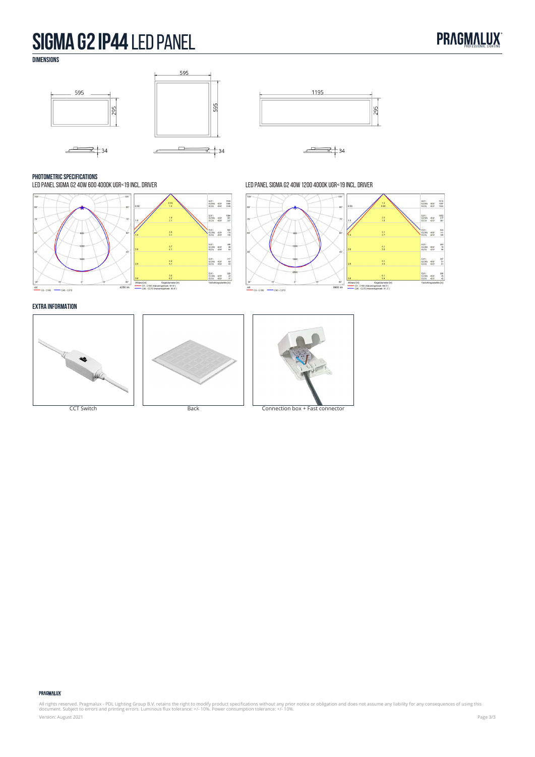# SIGMA G2 IP44 LED PANEL

## DIMENSIONS

595
295
34

595
595
34

1195
295
34

## PHOTOMETRIC SPECIFICATIONS

LED PANEL SIGMA G2 40W 600 4000K UGR<19 INCL. DRIVER

cd
4250 lm
C0 - C180
C90 - C270

LED PANEL SIGMA G2 40W 1200 4000K UGR<19 INCL. DRIVER

cd
3900 lm
C0 - C180
C90 - C270

## EXTRA INFORMATION

CCT Switch

Back

Connection box + Fast connector

All rights reserved. Pragmalux - PDL Lighting Group B.V. retains the right to modify product specifications without any prior notice or obligation and does not assume any liability for any consequences of using this document. Subject to errors and printing errors. Luminous flux tolerance: +/- 10%. Power consumption tolerance: +/- 10%.

Version: August 2021